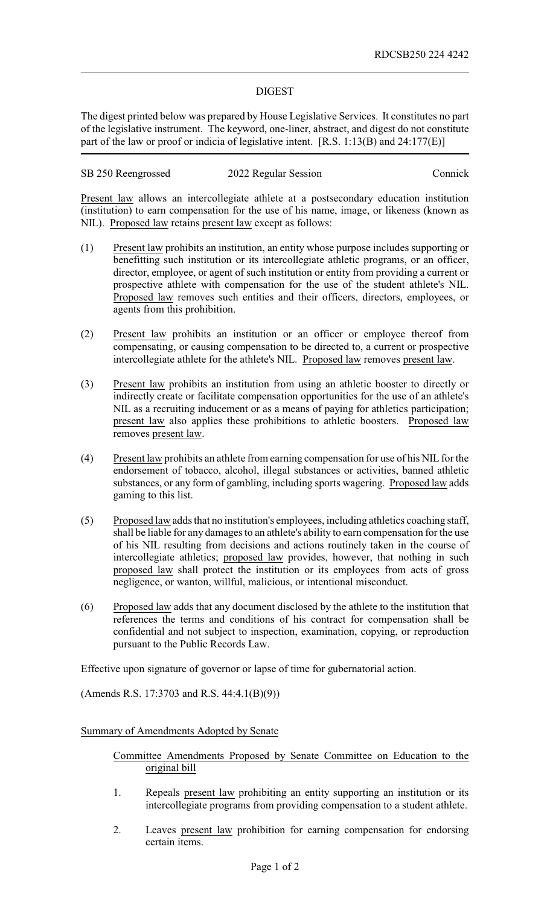RDCSB250 224 4242

# DIGEST

The digest printed below was prepared by House Legislative Services. It constitutes no part of the legislative instrument. The keyword, one-liner, abstract, and digest do not constitute part of the law or proof or indicia of legislative intent. [R.S. 1:13(B) and 24:177(E)]

SB 250 Reengrossed — 2022 Regular Session — Connick

Present law allows an intercollegiate athlete at a postsecondary education institution (institution) to earn compensation for the use of his name, image, or likeness (known as NIL). Proposed law retains present law except as follows:

(1) Present law prohibits an institution, an entity whose purpose includes supporting or benefitting such institution or its intercollegiate athletic programs, or an officer, director, employee, or agent of such institution or entity from providing a current or prospective athlete with compensation for the use of the student athlete's NIL. Proposed law removes such entities and their officers, directors, employees, or agents from this prohibition.

(2) Present law prohibits an institution or an officer or employee thereof from compensating, or causing compensation to be directed to, a current or prospective intercollegiate athlete for the athlete's NIL. Proposed law removes present law.

(3) Present law prohibits an institution from using an athletic booster to directly or indirectly create or facilitate compensation opportunities for the use of an athlete's NIL as a recruiting inducement or as a means of paying for athletics participation; present law also applies these prohibitions to athletic boosters. Proposed law removes present law.

(4) Present law prohibits an athlete from earning compensation for use of his NIL for the endorsement of tobacco, alcohol, illegal substances or activities, banned athletic substances, or any form of gambling, including sports wagering. Proposed law adds gaming to this list.

(5) Proposed law adds that no institution's employees, including athletics coaching staff, shall be liable for any damages to an athlete's ability to earn compensation for the use of his NIL resulting from decisions and actions routinely taken in the course of intercollegiate athletics; proposed law provides, however, that nothing in such proposed law shall protect the institution or its employees from acts of gross negligence, or wanton, willful, malicious, or intentional misconduct.

(6) Proposed law adds that any document disclosed by the athlete to the institution that references the terms and conditions of his contract for compensation shall be confidential and not subject to inspection, examination, copying, or reproduction pursuant to the Public Records Law.

Effective upon signature of governor or lapse of time for gubernatorial action.

(Amends R.S. 17:3703 and R.S. 44:4.1(B)(9))

Summary of Amendments Adopted by Senate

Committee Amendments Proposed by Senate Committee on Education to the original bill

1. Repeals present law prohibiting an entity supporting an institution or its intercollegiate programs from providing compensation to a student athlete.

2. Leaves present law prohibition for earning compensation for endorsing certain items.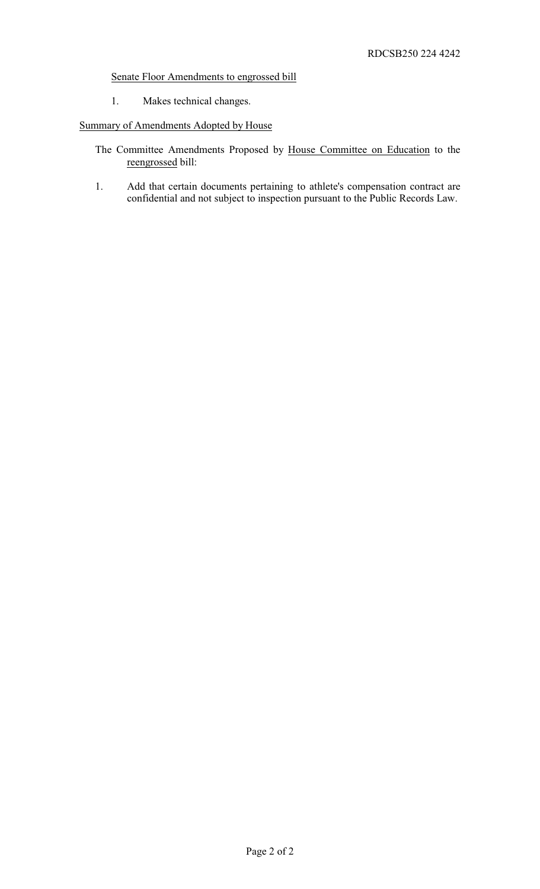Senate Floor Amendments to engrossed bill

1. Makes technical changes.

Summary of Amendments Adopted by House

The Committee Amendments Proposed by House Committee on Education to the reengrossed bill:

1. Add that certain documents pertaining to athlete's compensation contract are confidential and not subject to inspection pursuant to the Public Records Law.